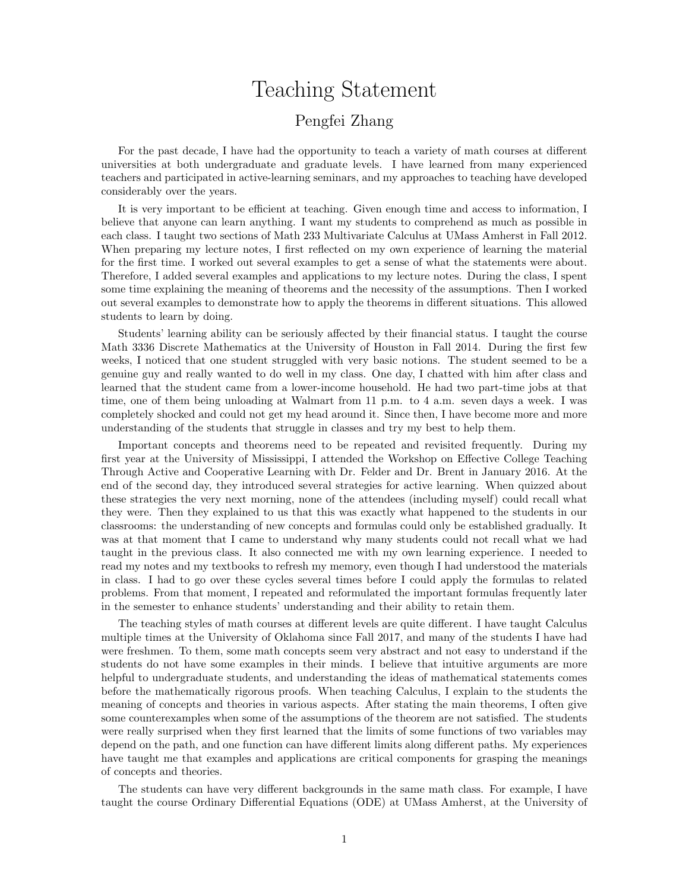# Teaching Statement

## Pengfei Zhang

For the past decade, I have had the opportunity to teach a variety of math courses at different universities at both undergraduate and graduate levels. I have learned from many experienced teachers and participated in active-learning seminars, and my approaches to teaching have developed considerably over the years.

It is very important to be efficient at teaching. Given enough time and access to information, I believe that anyone can learn anything. I want my students to comprehend as much as possible in each class. I taught two sections of Math 233 Multivariate Calculus at UMass Amherst in Fall 2012. When preparing my lecture notes, I first reflected on my own experience of learning the material for the first time. I worked out several examples to get a sense of what the statements were about. Therefore, I added several examples and applications to my lecture notes. During the class, I spent some time explaining the meaning of theorems and the necessity of the assumptions. Then I worked out several examples to demonstrate how to apply the theorems in different situations. This allowed students to learn by doing.

Students' learning ability can be seriously affected by their financial status. I taught the course Math 3336 Discrete Mathematics at the University of Houston in Fall 2014. During the first few weeks, I noticed that one student struggled with very basic notions. The student seemed to be a genuine guy and really wanted to do well in my class. One day, I chatted with him after class and learned that the student came from a lower-income household. He had two part-time jobs at that time, one of them being unloading at Walmart from 11 p.m. to 4 a.m. seven days a week. I was completely shocked and could not get my head around it. Since then, I have become more and more understanding of the students that struggle in classes and try my best to help them.

Important concepts and theorems need to be repeated and revisited frequently. During my first year at the University of Mississippi, I attended the Workshop on Effective College Teaching Through Active and Cooperative Learning with Dr. Felder and Dr. Brent in January 2016. At the end of the second day, they introduced several strategies for active learning. When quizzed about these strategies the very next morning, none of the attendees (including myself) could recall what they were. Then they explained to us that this was exactly what happened to the students in our classrooms: the understanding of new concepts and formulas could only be established gradually. It was at that moment that I came to understand why many students could not recall what we had taught in the previous class. It also connected me with my own learning experience. I needed to read my notes and my textbooks to refresh my memory, even though I had understood the materials in class. I had to go over these cycles several times before I could apply the formulas to related problems. From that moment, I repeated and reformulated the important formulas frequently later in the semester to enhance students' understanding and their ability to retain them.

The teaching styles of math courses at different levels are quite different. I have taught Calculus multiple times at the University of Oklahoma since Fall 2017, and many of the students I have had were freshmen. To them, some math concepts seem very abstract and not easy to understand if the students do not have some examples in their minds. I believe that intuitive arguments are more helpful to undergraduate students, and understanding the ideas of mathematical statements comes before the mathematically rigorous proofs. When teaching Calculus, I explain to the students the meaning of concepts and theories in various aspects. After stating the main theorems, I often give some counterexamples when some of the assumptions of the theorem are not satisfied. The students were really surprised when they first learned that the limits of some functions of two variables may depend on the path, and one function can have different limits along different paths. My experiences have taught me that examples and applications are critical components for grasping the meanings of concepts and theories.

The students can have very different backgrounds in the same math class. For example, I have taught the course Ordinary Differential Equations (ODE) at UMass Amherst, at the University of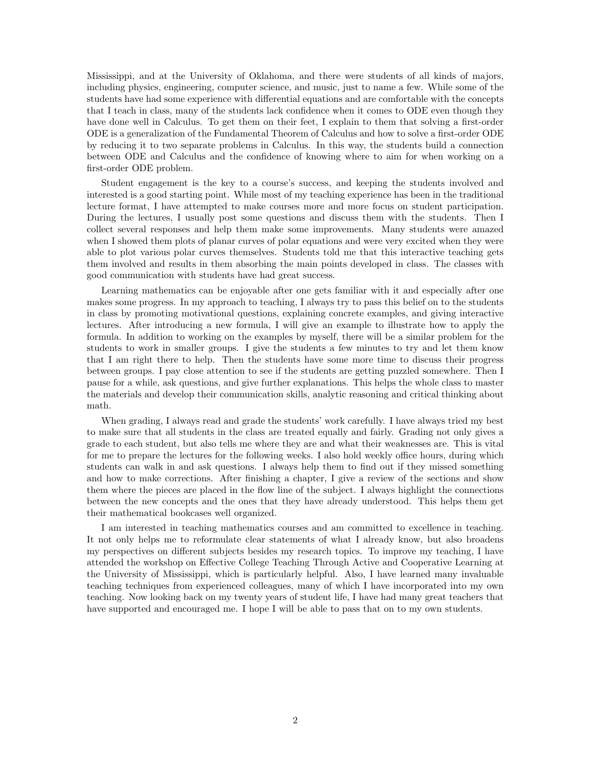Mississippi, and at the University of Oklahoma, and there were students of all kinds of majors, including physics, engineering, computer science, and music, just to name a few. While some of the students have had some experience with differential equations and are comfortable with the concepts that I teach in class, many of the students lack confidence when it comes to ODE even though they have done well in Calculus. To get them on their feet, I explain to them that solving a first-order ODE is a generalization of the Fundamental Theorem of Calculus and how to solve a first-order ODE by reducing it to two separate problems in Calculus. In this way, the students build a connection between ODE and Calculus and the confidence of knowing where to aim for when working on a first-order ODE problem.

Student engagement is the key to a course's success, and keeping the students involved and interested is a good starting point. While most of my teaching experience has been in the traditional lecture format, I have attempted to make courses more and more focus on student participation. During the lectures, I usually post some questions and discuss them with the students. Then I collect several responses and help them make some improvements. Many students were amazed when I showed them plots of planar curves of polar equations and were very excited when they were able to plot various polar curves themselves. Students told me that this interactive teaching gets them involved and results in them absorbing the main points developed in class. The classes with good communication with students have had great success.

Learning mathematics can be enjoyable after one gets familiar with it and especially after one makes some progress. In my approach to teaching, I always try to pass this belief on to the students in class by promoting motivational questions, explaining concrete examples, and giving interactive lectures. After introducing a new formula, I will give an example to illustrate how to apply the formula. In addition to working on the examples by myself, there will be a similar problem for the students to work in smaller groups. I give the students a few minutes to try and let them know that I am right there to help. Then the students have some more time to discuss their progress between groups. I pay close attention to see if the students are getting puzzled somewhere. Then I pause for a while, ask questions, and give further explanations. This helps the whole class to master the materials and develop their communication skills, analytic reasoning and critical thinking about math.

When grading, I always read and grade the students' work carefully. I have always tried my best to make sure that all students in the class are treated equally and fairly. Grading not only gives a grade to each student, but also tells me where they are and what their weaknesses are. This is vital for me to prepare the lectures for the following weeks. I also hold weekly office hours, during which students can walk in and ask questions. I always help them to find out if they missed something and how to make corrections. After finishing a chapter, I give a review of the sections and show them where the pieces are placed in the flow line of the subject. I always highlight the connections between the new concepts and the ones that they have already understood. This helps them get their mathematical bookcases well organized.

I am interested in teaching mathematics courses and am committed to excellence in teaching. It not only helps me to reformulate clear statements of what I already know, but also broadens my perspectives on different subjects besides my research topics. To improve my teaching, I have attended the workshop on Effective College Teaching Through Active and Cooperative Learning at the University of Mississippi, which is particularly helpful. Also, I have learned many invaluable teaching techniques from experienced colleagues, many of which I have incorporated into my own teaching. Now looking back on my twenty years of student life, I have had many great teachers that have supported and encouraged me. I hope I will be able to pass that on to my own students.